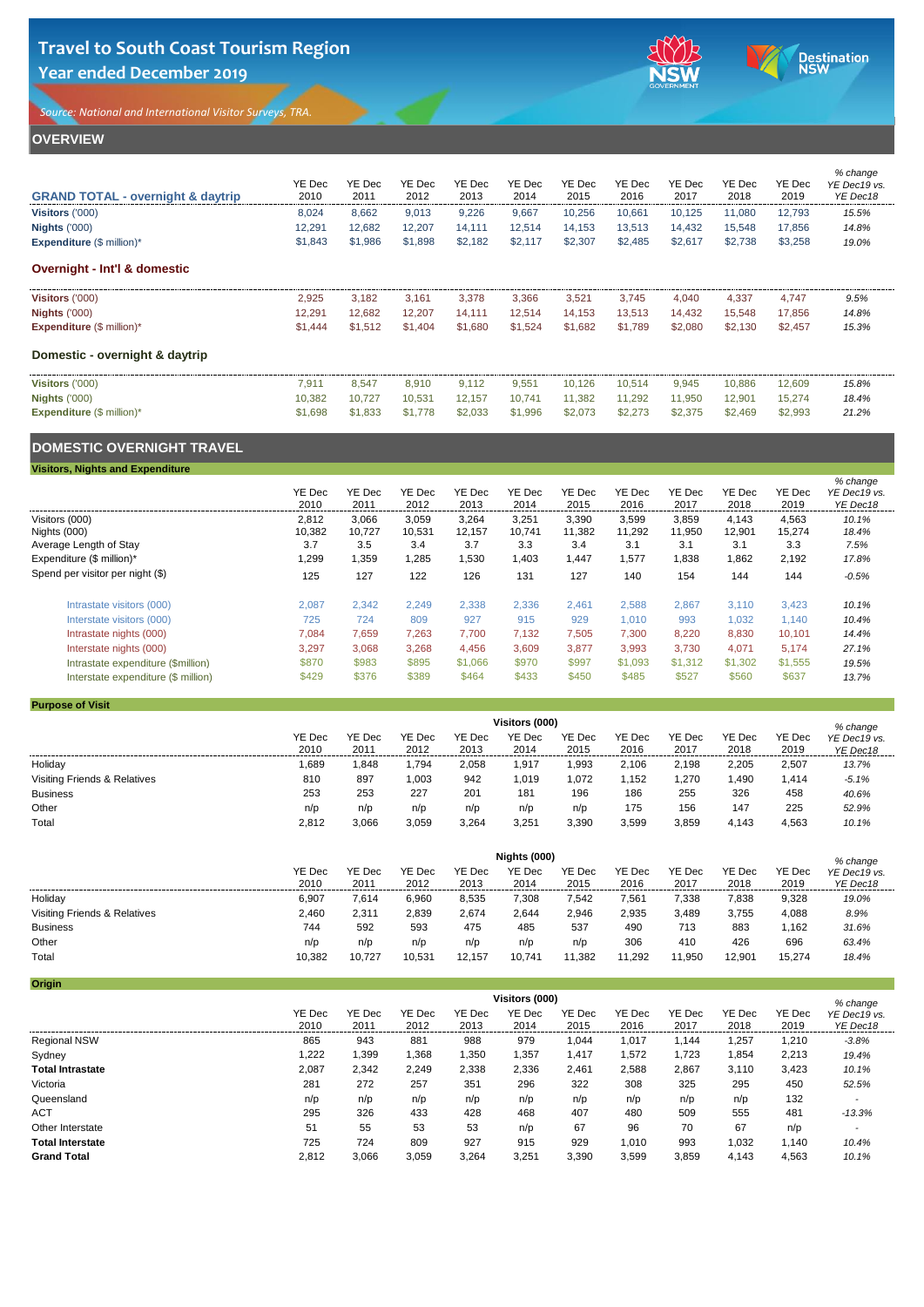# Travel to South Coast Tourism Region

## Year ended December 2019

*Source: National and International Visitor Surveys, TRA.*

## OVERVIEW

| GRAND TOTAL - overnight & daytrip | YE Dec 2010 | YE Dec 2011 | YE Dec 2012 | YE Dec 2013 | YE Dec 2014 | YE Dec 2015 | YE Dec 2016 | YE Dec 2017 | YE Dec 2018 | YE Dec 2019 | % change YE Dec19 vs. YE Dec18 |
|---|---|---|---|---|---|---|---|---|---|---|---|
| **Visitors** ('000) | 8,024 | 8,662 | 9,013 | 9,226 | 9,667 | 10,256 | 10,661 | 10,125 | 11,080 | 12,793 | *15.5%* |
| **Nights** ('000) | 12,291 | 12,682 | 12,207 | 14,111 | 12,514 | 14,153 | 13,513 | 14,432 | 15,548 | 17,856 | *14.8%* |
| **Expenditure** ($ million)* | $1,843 | $1,986 | $1,898 | $2,182 | $2,117 | $2,307 | $2,485 | $2,617 | $2,738 | $3,258 | *19.0%* |

### Overnight - Int'l & domestic

| | YE Dec 2010 | YE Dec 2011 | YE Dec 2012 | YE Dec 2013 | YE Dec 2014 | YE Dec 2015 | YE Dec 2016 | YE Dec 2017 | YE Dec 2018 | YE Dec 2019 | % change YE Dec19 vs. YE Dec18 |
|---|---|---|---|---|---|---|---|---|---|---|---|
| **Visitors** ('000) | 2,925 | 3,182 | 3,161 | 3,378 | 3,366 | 3,521 | 3,745 | 4,040 | 4,337 | 4,747 | *9.5%* |
| **Nights** ('000) | 12,291 | 12,682 | 12,207 | 14,111 | 12,514 | 14,153 | 13,513 | 14,432 | 15,548 | 17,856 | *14.8%* |
| **Expenditure** ($ million)* | $1,444 | $1,512 | $1,404 | $1,680 | $1,524 | $1,682 | $1,789 | $2,080 | $2,130 | $2,457 | *15.3%* |

### Domestic - overnight & daytrip

| | YE Dec 2010 | YE Dec 2011 | YE Dec 2012 | YE Dec 2013 | YE Dec 2014 | YE Dec 2015 | YE Dec 2016 | YE Dec 2017 | YE Dec 2018 | YE Dec 2019 | % change YE Dec19 vs. YE Dec18 |
|---|---|---|---|---|---|---|---|---|---|---|---|
| **Visitors** ('000) | 7,911 | 8,547 | 8,910 | 9,112 | 9,551 | 10,126 | 10,514 | 9,945 | 10,886 | 12,609 | *15.8%* |
| **Nights** ('000) | 10,382 | 10,727 | 10,531 | 12,157 | 10,741 | 11,382 | 11,292 | 11,950 | 12,901 | 15,274 | *18.4%* |
| **Expenditure** ($ million)* | $1,698 | $1,833 | $1,778 | $2,033 | $1,996 | $2,073 | $2,273 | $2,375 | $2,469 | $2,993 | *21.2%* |

## DOMESTIC OVERNIGHT TRAVEL

### Visitors, Nights and Expenditure

| | YE Dec 2010 | YE Dec 2011 | YE Dec 2012 | YE Dec 2013 | YE Dec 2014 | YE Dec 2015 | YE Dec 2016 | YE Dec 2017 | YE Dec 2018 | YE Dec 2019 | % change YE Dec19 vs. YE Dec18 |
|---|---|---|---|---|---|---|---|---|---|---|---|
| Visitors (000) | 2,812 | 3,066 | 3,059 | 3,264 | 3,251 | 3,390 | 3,599 | 3,859 | 4,143 | 4,563 | *10.1%* |
| Nights (000) | 10,382 | 10,727 | 10,531 | 12,157 | 10,741 | 11,382 | 11,292 | 11,950 | 12,901 | 15,274 | *18.4%* |
| Average Length of Stay | 3.7 | 3.5 | 3.4 | 3.7 | 3.3 | 3.4 | 3.1 | 3.1 | 3.1 | 3.3 | *7.5%* |
| Expenditure ($ million)* | 1,299 | 1,359 | 1,285 | 1,530 | 1,403 | 1,447 | 1,577 | 1,838 | 1,862 | 2,192 | *17.8%* |
| Spend per visitor per night ($) | 125 | 127 | 122 | 126 | 131 | 127 | 140 | 154 | 144 | 144 | *-0.5%* |
| Intrastate visitors (000) | 2,087 | 2,342 | 2,249 | 2,338 | 2,336 | 2,461 | 2,588 | 2,867 | 3,110 | 3,423 | *10.1%* |
| Interstate visitors (000) | 725 | 724 | 809 | 927 | 915 | 929 | 1,010 | 993 | 1,032 | 1,140 | *10.4%* |
| Intrastate nights (000) | 7,084 | 7,659 | 7,263 | 7,700 | 7,132 | 7,505 | 7,300 | 8,220 | 8,830 | 10,101 | *14.4%* |
| Interstate nights (000) | 3,297 | 3,068 | 3,268 | 4,456 | 3,609 | 3,877 | 3,993 | 3,730 | 4,071 | 5,174 | *27.1%* |
| Intrastate expenditure ($million) | $870 | $983 | $895 | $1,066 | $970 | $997 | $1,093 | $1,312 | $1,302 | $1,555 | *19.5%* |
| Interstate expenditure ($ million) | $429 | $376 | $389 | $464 | $433 | $450 | $485 | $527 | $560 | $637 | *13.7%* |

### Purpose of Visit

| Visitors (000) | YE Dec 2010 | YE Dec 2011 | YE Dec 2012 | YE Dec 2013 | YE Dec 2014 | YE Dec 2015 | YE Dec 2016 | YE Dec 2017 | YE Dec 2018 | YE Dec 2019 | % change YE Dec19 vs. YE Dec18 |
|---|---|---|---|---|---|---|---|---|---|---|---|
| Holiday | 1,689 | 1,848 | 1,794 | 2,058 | 1,917 | 1,993 | 2,106 | 2,198 | 2,205 | 2,507 | *13.7%* |
| Visiting Friends & Relatives | 810 | 897 | 1,003 | 942 | 1,019 | 1,072 | 1,152 | 1,270 | 1,490 | 1,414 | *-5.1%* |
| Business | 253 | 253 | 227 | 201 | 181 | 196 | 186 | 255 | 326 | 458 | *40.6%* |
| Other | n/p | n/p | n/p | n/p | n/p | n/p | 175 | 156 | 147 | 225 | *52.9%* |
| Total | 2,812 | 3,066 | 3,059 | 3,264 | 3,251 | 3,390 | 3,599 | 3,859 | 4,143 | 4,563 | *10.1%* |

| Nights (000) | YE Dec 2010 | YE Dec 2011 | YE Dec 2012 | YE Dec 2013 | YE Dec 2014 | YE Dec 2015 | YE Dec 2016 | YE Dec 2017 | YE Dec 2018 | YE Dec 2019 | % change YE Dec19 vs. YE Dec18 |
|---|---|---|---|---|---|---|---|---|---|---|---|
| Holiday | 6,907 | 7,614 | 6,960 | 8,535 | 7,308 | 7,542 | 7,561 | 7,338 | 7,838 | 9,328 | *19.0%* |
| Visiting Friends & Relatives | 2,460 | 2,311 | 2,839 | 2,674 | 2,644 | 2,946 | 2,935 | 3,489 | 3,755 | 4,088 | *8.9%* |
| Business | 744 | 592 | 593 | 475 | 485 | 537 | 490 | 713 | 883 | 1,162 | *31.6%* |
| Other | n/p | n/p | n/p | n/p | n/p | n/p | 306 | 410 | 426 | 696 | *63.4%* |
| Total | 10,382 | 10,727 | 10,531 | 12,157 | 10,741 | 11,382 | 11,292 | 11,950 | 12,901 | 15,274 | *18.4%* |

### Origin

| Visitors (000) | YE Dec 2010 | YE Dec 2011 | YE Dec 2012 | YE Dec 2013 | YE Dec 2014 | YE Dec 2015 | YE Dec 2016 | YE Dec 2017 | YE Dec 2018 | YE Dec 2019 | % change YE Dec19 vs. YE Dec18 |
|---|---|---|---|---|---|---|---|---|---|---|---|
| Regional NSW | 865 | 943 | 881 | 988 | 979 | 1,044 | 1,017 | 1,144 | 1,257 | 1,210 | *-3.8%* |
| Sydney | 1,222 | 1,399 | 1,368 | 1,350 | 1,357 | 1,417 | 1,572 | 1,723 | 1,854 | 2,213 | *19.4%* |
| **Total Intrastate** | 2,087 | 2,342 | 2,249 | 2,338 | 2,336 | 2,461 | 2,588 | 2,867 | 3,110 | 3,423 | *10.1%* |
| Victoria | 281 | 272 | 257 | 351 | 296 | 322 | 308 | 325 | 295 | 450 | *52.5%* |
| Queensland | n/p | n/p | n/p | n/p | n/p | n/p | n/p | n/p | n/p | 132 | - |
| ACT | 295 | 326 | 433 | 428 | 468 | 407 | 480 | 509 | 555 | 481 | *-13.3%* |
| Other Interstate | 51 | 55 | 53 | 53 | n/p | 67 | 96 | 70 | 67 | n/p | - |
| **Total Interstate** | 725 | 724 | 809 | 927 | 915 | 929 | 1,010 | 993 | 1,032 | 1,140 | *10.4%* |
| **Grand Total** | 2,812 | 3,066 | 3,059 | 3,264 | 3,251 | 3,390 | 3,599 | 3,859 | 4,143 | 4,563 | *10.1%* |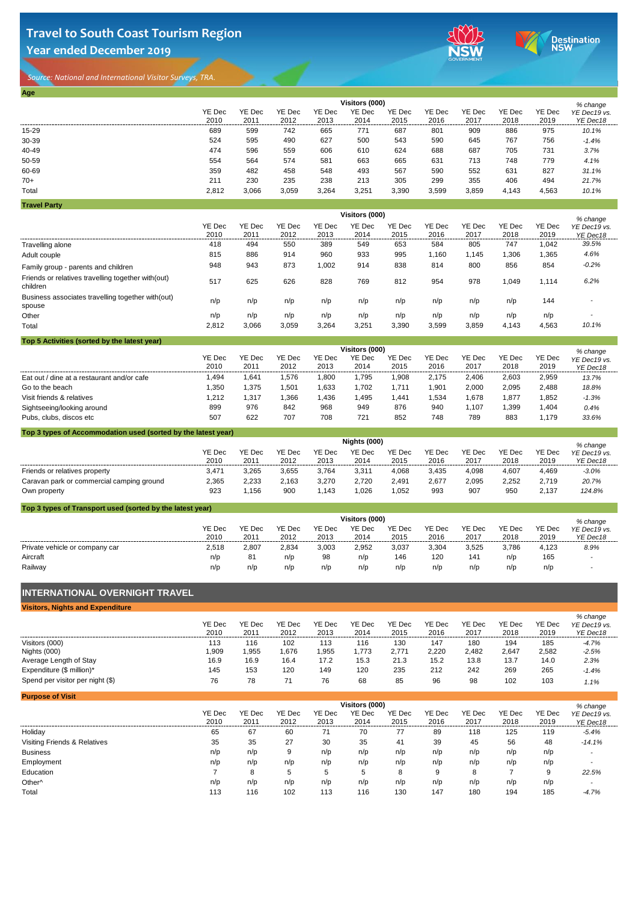# Travel to South Coast Tourism Region
## Year ended December 2019

*Source: National and International Visitor Surveys, TRA.*

### Age

| | Visitors (000) | | | | | | | | | | % change |
|---|---|---|---|---|---|---|---|---|---|---|---|
| | YE Dec 2010 | YE Dec 2011 | YE Dec 2012 | YE Dec 2013 | YE Dec 2014 | YE Dec 2015 | YE Dec 2016 | YE Dec 2017 | YE Dec 2018 | YE Dec 2019 | YE Dec19 vs. YE Dec18 |
| 15-29 | 689 | 599 | 742 | 665 | 771 | 687 | 801 | 909 | 886 | 975 | 10.1% |
| 30-39 | 524 | 595 | 490 | 627 | 500 | 543 | 590 | 645 | 767 | 756 | -1.4% |
| 40-49 | 474 | 596 | 559 | 606 | 610 | 624 | 688 | 687 | 705 | 731 | 3.7% |
| 50-59 | 554 | 564 | 574 | 581 | 663 | 665 | 631 | 713 | 748 | 779 | 4.1% |
| 60-69 | 359 | 482 | 458 | 548 | 493 | 567 | 590 | 552 | 631 | 827 | 31.1% |
| 70+ | 211 | 230 | 235 | 238 | 213 | 305 | 299 | 355 | 406 | 494 | 21.7% |
| Total | 2,812 | 3,066 | 3,059 | 3,264 | 3,251 | 3,390 | 3,599 | 3,859 | 4,143 | 4,563 | 10.1% |

### Travel Party

| | Visitors (000) | | | | | | | | | | % change |
|---|---|---|---|---|---|---|---|---|---|---|---|
| | YE Dec 2010 | YE Dec 2011 | YE Dec 2012 | YE Dec 2013 | YE Dec 2014 | YE Dec 2015 | YE Dec 2016 | YE Dec 2017 | YE Dec 2018 | YE Dec 2019 | YE Dec19 vs. YE Dec18 |
| Travelling alone | 418 | 494 | 550 | 389 | 549 | 653 | 584 | 805 | 747 | 1,042 | 39.5% |
| Adult couple | 815 | 886 | 914 | 960 | 933 | 995 | 1,160 | 1,145 | 1,306 | 1,365 | 4.6% |
| Family group - parents and children | 948 | 943 | 873 | 1,002 | 914 | 838 | 814 | 800 | 856 | 854 | -0.2% |
| Friends or relatives travelling together with(out) children | 517 | 625 | 626 | 828 | 769 | 812 | 954 | 978 | 1,049 | 1,114 | 6.2% |
| Business associates travelling together with(out) spouse | n/p | n/p | n/p | n/p | n/p | n/p | n/p | n/p | n/p | 144 | - |
| Other | n/p | n/p | n/p | n/p | n/p | n/p | n/p | n/p | n/p | n/p | - |
| Total | 2,812 | 3,066 | 3,059 | 3,264 | 3,251 | 3,390 | 3,599 | 3,859 | 4,143 | 4,563 | 10.1% |

### Top 5 Activities (sorted by the latest year)

| | Visitors (000) | | | | | | | | | | % change |
|---|---|---|---|---|---|---|---|---|---|---|---|
| | YE Dec 2010 | YE Dec 2011 | YE Dec 2012 | YE Dec 2013 | YE Dec 2014 | YE Dec 2015 | YE Dec 2016 | YE Dec 2017 | YE Dec 2018 | YE Dec 2019 | YE Dec19 vs. YE Dec18 |
| Eat out / dine at a restaurant and/or cafe | 1,494 | 1,641 | 1,576 | 1,800 | 1,795 | 1,908 | 2,175 | 2,406 | 2,603 | 2,959 | 13.7% |
| Go to the beach | 1,350 | 1,375 | 1,501 | 1,633 | 1,702 | 1,711 | 1,901 | 2,000 | 2,095 | 2,488 | 18.8% |
| Visit friends & relatives | 1,212 | 1,317 | 1,366 | 1,436 | 1,495 | 1,441 | 1,534 | 1,678 | 1,877 | 1,852 | -1.3% |
| Sightseeing/looking around | 899 | 976 | 842 | 968 | 949 | 876 | 940 | 1,107 | 1,399 | 1,404 | 0.4% |
| Pubs, clubs, discos etc | 507 | 622 | 707 | 708 | 721 | 852 | 748 | 789 | 883 | 1,179 | 33.6% |

### Top 3 types of Accommodation used (sorted by the latest year)

| | Nights (000) | | | | | | | | | | % change |
|---|---|---|---|---|---|---|---|---|---|---|---|
| | YE Dec 2010 | YE Dec 2011 | YE Dec 2012 | YE Dec 2013 | YE Dec 2014 | YE Dec 2015 | YE Dec 2016 | YE Dec 2017 | YE Dec 2018 | YE Dec 2019 | YE Dec19 vs. YE Dec18 |
| Friends or relatives property | 3,471 | 3,265 | 3,655 | 3,764 | 3,311 | 4,068 | 3,435 | 4,098 | 4,607 | 4,469 | -3.0% |
| Caravan park or commercial camping ground | 2,365 | 2,233 | 2,163 | 3,270 | 2,720 | 2,491 | 2,677 | 2,095 | 2,252 | 2,719 | 20.7% |
| Own property | 923 | 1,156 | 900 | 1,143 | 1,026 | 1,052 | 993 | 907 | 950 | 2,137 | 124.8% |

### Top 3 types of Transport used (sorted by the latest year)

| | Visitors (000) | | | | | | | | | | % change |
|---|---|---|---|---|---|---|---|---|---|---|---|
| | YE Dec 2010 | YE Dec 2011 | YE Dec 2012 | YE Dec 2013 | YE Dec 2014 | YE Dec 2015 | YE Dec 2016 | YE Dec 2017 | YE Dec 2018 | YE Dec 2019 | YE Dec19 vs. YE Dec18 |
| Private vehicle or company car | 2,518 | 2,807 | 2,834 | 3,003 | 2,952 | 3,037 | 3,304 | 3,525 | 3,786 | 4,123 | 8.9% |
| Aircraft | n/p | 81 | n/p | 98 | n/p | 146 | 120 | 141 | n/p | 165 | - |
| Railway | n/p | n/p | n/p | n/p | n/p | n/p | n/p | n/p | n/p | n/p | - |

## INTERNATIONAL OVERNIGHT TRAVEL

### Visitors, Nights and Expenditure

| | YE Dec 2010 | YE Dec 2011 | YE Dec 2012 | YE Dec 2013 | YE Dec 2014 | YE Dec 2015 | YE Dec 2016 | YE Dec 2017 | YE Dec 2018 | YE Dec 2019 | % change YE Dec19 vs. YE Dec18 |
|---|---|---|---|---|---|---|---|---|---|---|---|
| Visitors (000) | 113 | 116 | 102 | 113 | 116 | 130 | 147 | 180 | 194 | 185 | -4.7% |
| Nights (000) | 1,909 | 1,955 | 1,676 | 1,955 | 1,773 | 2,771 | 2,220 | 2,482 | 2,647 | 2,582 | -2.5% |
| Average Length of Stay | 16.9 | 16.9 | 16.4 | 17.2 | 15.3 | 21.3 | 15.2 | 13.8 | 13.7 | 14.0 | 2.3% |
| Expenditure ($ million)* | 145 | 153 | 120 | 149 | 120 | 235 | 212 | 242 | 269 | 265 | -1.4% |
| Spend per visitor per night ($) | 76 | 78 | 71 | 76 | 68 | 85 | 96 | 98 | 102 | 103 | 1.1% |

### Purpose of Visit

| | Visitors (000) | | | | | | | | | | % change |
|---|---|---|---|---|---|---|---|---|---|---|---|
| | YE Dec 2010 | YE Dec 2011 | YE Dec 2012 | YE Dec 2013 | YE Dec 2014 | YE Dec 2015 | YE Dec 2016 | YE Dec 2017 | YE Dec 2018 | YE Dec 2019 | YE Dec19 vs. YE Dec18 |
| Holiday | 65 | 67 | 60 | 71 | 70 | 77 | 89 | 118 | 125 | 119 | -5.4% |
| Visiting Friends & Relatives | 35 | 35 | 27 | 30 | 35 | 41 | 39 | 45 | 56 | 48 | -14.1% |
| Business | n/p | n/p | 9 | n/p | n/p | n/p | n/p | n/p | n/p | n/p | - |
| Employment | n/p | n/p | n/p | n/p | n/p | n/p | n/p | n/p | n/p | n/p | - |
| Education | 7 | 8 | 5 | 5 | 5 | 8 | 9 | 8 | 7 | 9 | 22.5% |
| Other^ | n/p | n/p | n/p | n/p | n/p | n/p | n/p | n/p | n/p | n/p | - |
| Total | 113 | 116 | 102 | 113 | 116 | 130 | 147 | 180 | 194 | 185 | -4.7% |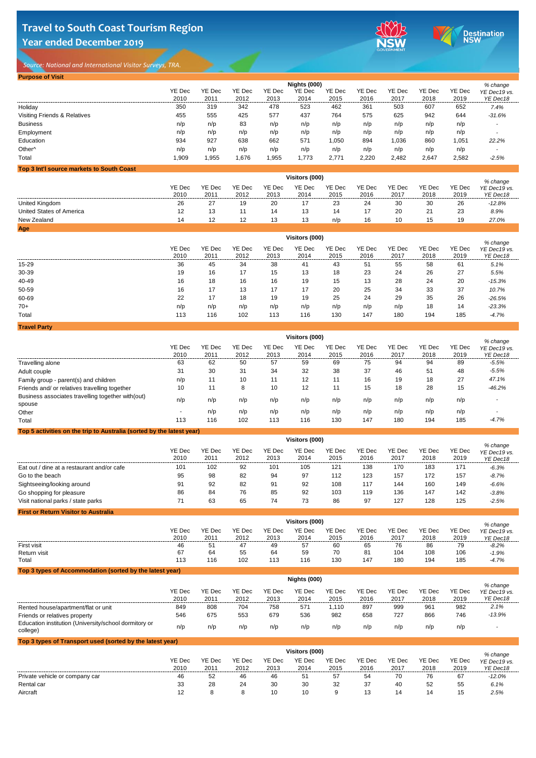# Travel to South Coast Tourism Region

## Year ended December 2019

*Source: National and International Visitor Surveys, TRA.*

### Purpose of Visit

| | Nights (000) | | | | | | | | | | % change |
|---|---|---|---|---|---|---|---|---|---|---|---|
| | YE Dec 2010 | YE Dec 2011 | YE Dec 2012 | YE Dec 2013 | YE Dec 2014 | YE Dec 2015 | YE Dec 2016 | YE Dec 2017 | YE Dec 2018 | YE Dec 2019 | YE Dec19 vs. YE Dec18 |
| Holiday | 350 | 319 | 342 | 478 | 523 | 462 | 361 | 503 | 607 | 652 | 7.4% |
| Visiting Friends & Relatives | 455 | 555 | 425 | 577 | 437 | 764 | 575 | 625 | 942 | 644 | -31.6% |
| Business | n/p | n/p | 83 | n/p | n/p | n/p | n/p | n/p | n/p | n/p | - |
| Employment | n/p | n/p | n/p | n/p | n/p | n/p | n/p | n/p | n/p | n/p | - |
| Education | 934 | 927 | 638 | 662 | 571 | 1,050 | 894 | 1,036 | 860 | 1,051 | 22.2% |
| Other^ | n/p | n/p | n/p | n/p | n/p | n/p | n/p | n/p | n/p | n/p | - |
| Total | 1,909 | 1,955 | 1,676 | 1,955 | 1,773 | 2,771 | 2,220 | 2,482 | 2,647 | 2,582 | -2.5% |

### Top 3 Int'l source markets to South Coast

| | Visitors (000) | | | | | | | | | | % change |
|---|---|---|---|---|---|---|---|---|---|---|---|
| | YE Dec 2010 | YE Dec 2011 | YE Dec 2012 | YE Dec 2013 | YE Dec 2014 | YE Dec 2015 | YE Dec 2016 | YE Dec 2017 | YE Dec 2018 | YE Dec 2019 | YE Dec19 vs. YE Dec18 |
| United Kingdom | 26 | 27 | 19 | 20 | 17 | 23 | 24 | 30 | 30 | 26 | -12.8% |
| United States of America | 12 | 13 | 11 | 14 | 13 | 14 | 17 | 20 | 21 | 23 | 8.9% |
| New Zealand | 14 | 12 | 12 | 13 | 13 | n/p | 16 | 10 | 15 | 19 | 27.0% |

### Age

| | Visitors (000) | | | | | | | | | | % change |
|---|---|---|---|---|---|---|---|---|---|---|---|
| | YE Dec 2010 | YE Dec 2011 | YE Dec 2012 | YE Dec 2013 | YE Dec 2014 | YE Dec 2015 | YE Dec 2016 | YE Dec 2017 | YE Dec 2018 | YE Dec 2019 | YE Dec19 vs. YE Dec18 |
| 15-29 | 36 | 45 | 34 | 38 | 41 | 43 | 51 | 55 | 58 | 61 | 5.1% |
| 30-39 | 19 | 16 | 17 | 15 | 13 | 18 | 23 | 24 | 26 | 27 | 5.5% |
| 40-49 | 16 | 18 | 16 | 16 | 19 | 15 | 13 | 28 | 24 | 20 | -15.3% |
| 50-59 | 16 | 17 | 13 | 17 | 17 | 20 | 25 | 34 | 33 | 37 | 10.7% |
| 60-69 | 22 | 17 | 18 | 19 | 19 | 25 | 24 | 29 | 35 | 26 | -26.5% |
| 70+ | n/p | n/p | n/p | n/p | n/p | n/p | n/p | n/p | 18 | 14 | -23.3% |
| Total | 113 | 116 | 102 | 113 | 116 | 130 | 147 | 180 | 194 | 185 | -4.7% |

### Travel Party

| | Visitors (000) | | | | | | | | | | % change |
|---|---|---|---|---|---|---|---|---|---|---|---|
| | YE Dec 2010 | YE Dec 2011 | YE Dec 2012 | YE Dec 2013 | YE Dec 2014 | YE Dec 2015 | YE Dec 2016 | YE Dec 2017 | YE Dec 2018 | YE Dec 2019 | YE Dec19 vs. YE Dec18 |
| Travelling alone | 63 | 62 | 50 | 57 | 59 | 69 | 75 | 94 | 94 | 89 | -5.5% |
| Adult couple | 31 | 30 | 31 | 34 | 32 | 38 | 37 | 46 | 51 | 48 | -5.5% |
| Family group - parent(s) and children | n/p | 11 | 10 | 11 | 12 | 11 | 16 | 19 | 18 | 27 | 47.1% |
| Friends and/ or relatives travelling together | 10 | 11 | 8 | 10 | 12 | 11 | 15 | 18 | 28 | 15 | -46.2% |
| Business associates travelling together with(out) spouse | n/p | n/p | n/p | n/p | n/p | n/p | n/p | n/p | n/p | n/p | - |
| Other | - | n/p | n/p | n/p | n/p | n/p | n/p | n/p | n/p | n/p | - |
| Total | 113 | 116 | 102 | 113 | 116 | 130 | 147 | 180 | 194 | 185 | -4.7% |

### Top 5 activities on the trip to Australia (sorted by the latest year)

| | Visitors (000) | | | | | | | | | | % change |
|---|---|---|---|---|---|---|---|---|---|---|---|
| | YE Dec 2010 | YE Dec 2011 | YE Dec 2012 | YE Dec 2013 | YE Dec 2014 | YE Dec 2015 | YE Dec 2016 | YE Dec 2017 | YE Dec 2018 | YE Dec 2019 | YE Dec19 vs. YE Dec18 |
| Eat out / dine at a restaurant and/or cafe | 101 | 102 | 92 | 101 | 105 | 121 | 138 | 170 | 183 | 171 | -6.3% |
| Go to the beach | 95 | 98 | 82 | 94 | 97 | 112 | 123 | 157 | 172 | 157 | -8.7% |
| Sightseeing/looking around | 91 | 92 | 82 | 91 | 92 | 108 | 117 | 144 | 160 | 149 | -6.6% |
| Go shopping for pleasure | 86 | 84 | 76 | 85 | 92 | 103 | 119 | 136 | 147 | 142 | -3.8% |
| Visit national parks / state parks | 71 | 63 | 65 | 74 | 73 | 86 | 97 | 127 | 128 | 125 | -2.5% |

### First or Return Visitor to Australia

| | Visitors (000) | | | | | | | | | | % change |
|---|---|---|---|---|---|---|---|---|---|---|---|
| | YE Dec 2010 | YE Dec 2011 | YE Dec 2012 | YE Dec 2013 | YE Dec 2014 | YE Dec 2015 | YE Dec 2016 | YE Dec 2017 | YE Dec 2018 | YE Dec 2019 | YE Dec19 vs. YE Dec18 |
| First visit | 46 | 51 | 47 | 49 | 57 | 60 | 65 | 76 | 86 | 79 | -8.2% |
| Return visit | 67 | 64 | 55 | 64 | 59 | 70 | 81 | 104 | 108 | 106 | -1.9% |
| Total | 113 | 116 | 102 | 113 | 116 | 130 | 147 | 180 | 194 | 185 | -4.7% |

### Top 3 types of Accommodation (sorted by the latest year)

| | Nights (000) | | | | | | | | | | % change |
|---|---|---|---|---|---|---|---|---|---|---|---|
| | YE Dec 2010 | YE Dec 2011 | YE Dec 2012 | YE Dec 2013 | YE Dec 2014 | YE Dec 2015 | YE Dec 2016 | YE Dec 2017 | YE Dec 2018 | YE Dec 2019 | YE Dec19 vs. YE Dec18 |
| Rented house/apartment/flat or unit | 849 | 808 | 704 | 758 | 571 | 1,110 | 897 | 999 | 961 | 982 | 2.1% |
| Friends or relatives property | 546 | 675 | 553 | 679 | 536 | 982 | 658 | 727 | 866 | 746 | -13.9% |
| Education institution (University/school dormitory or college) | n/p | n/p | n/p | n/p | n/p | n/p | n/p | n/p | n/p | n/p | - |

### Top 3 types of Transport used (sorted by the latest year)

| | Visitors (000) | | | | | | | | | | % change |
|---|---|---|---|---|---|---|---|---|---|---|---|
| | YE Dec 2010 | YE Dec 2011 | YE Dec 2012 | YE Dec 2013 | YE Dec 2014 | YE Dec 2015 | YE Dec 2016 | YE Dec 2017 | YE Dec 2018 | YE Dec 2019 | YE Dec19 vs. YE Dec18 |
| Private vehicle or company car | 46 | 52 | 46 | 46 | 51 | 57 | 54 | 70 | 76 | 67 | -12.0% |
| Rental car | 33 | 28 | 24 | 30 | 30 | 32 | 37 | 40 | 52 | 55 | 6.1% |
| Aircraft | 12 | 8 | 8 | 10 | 10 | 9 | 13 | 14 | 14 | 15 | 2.5% |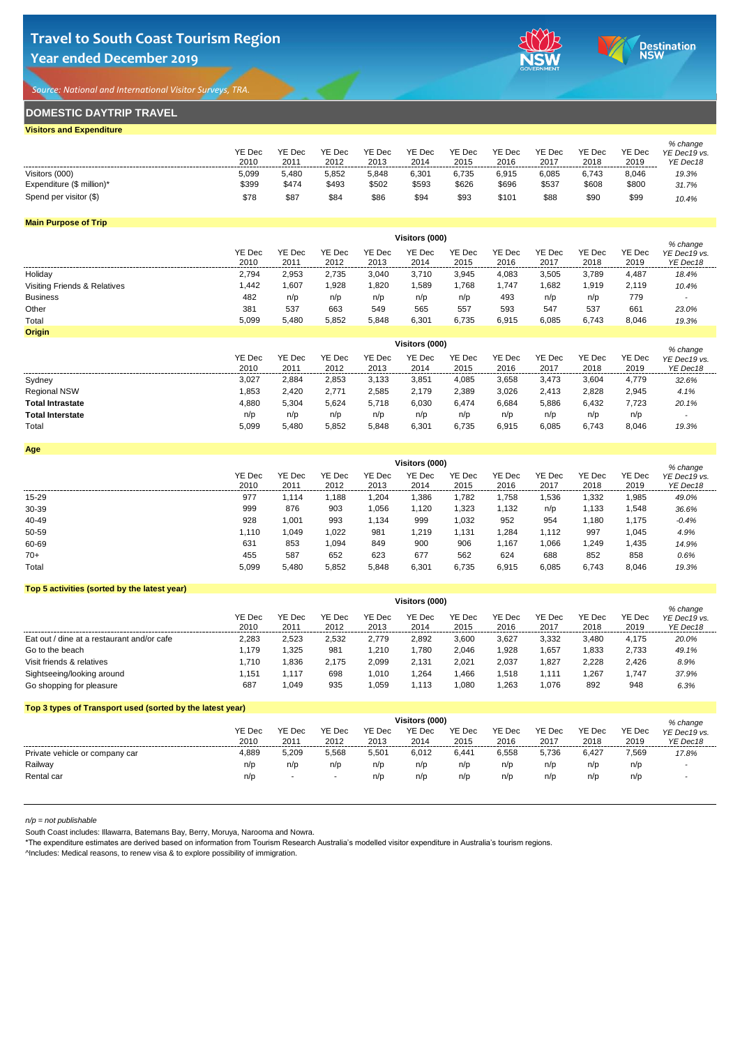# Travel to South Coast Tourism Region
## Year ended December 2019

*Source: National and International Visitor Surveys, TRA.*

## DOMESTIC DAYTRIP TRAVEL

### Visitors and Expenditure

| | YE Dec 2010 | YE Dec 2011 | YE Dec 2012 | YE Dec 2013 | YE Dec 2014 | YE Dec 2015 | YE Dec 2016 | YE Dec 2017 | YE Dec 2018 | YE Dec 2019 | *% change YE Dec19 vs. YE Dec18* |
|---|---|---|---|---|---|---|---|---|---|---|---|
| Visitors (000) | 5,099 | 5,480 | 5,852 | 5,848 | 6,301 | 6,735 | 6,915 | 6,085 | 6,743 | 8,046 | *19.3%* |
| Expenditure ($ million)* | $399 | $474 | $493 | $502 | $593 | $626 | $696 | $537 | $608 | $800 | *31.7%* |
| Spend per visitor ($) | $78 | $87 | $84 | $86 | $94 | $93 | $101 | $88 | $90 | $99 | *10.4%* |

### Main Purpose of Trip

| | Visitors (000) | | | | | | | | | | |
|---|---|---|---|---|---|---|---|---|---|---|---|
| | YE Dec 2010 | YE Dec 2011 | YE Dec 2012 | YE Dec 2013 | YE Dec 2014 | YE Dec 2015 | YE Dec 2016 | YE Dec 2017 | YE Dec 2018 | YE Dec 2019 | *% change YE Dec19 vs. YE Dec18* |
| Holiday | 2,794 | 2,953 | 2,735 | 3,040 | 3,710 | 3,945 | 4,083 | 3,505 | 3,789 | 4,487 | *18.4%* |
| Visiting Friends & Relatives | 1,442 | 1,607 | 1,928 | 1,820 | 1,589 | 1,768 | 1,747 | 1,682 | 1,919 | 2,119 | *10.4%* |
| Business | 482 | n/p | n/p | n/p | n/p | n/p | 493 | n/p | n/p | 779 | - |
| Other | 381 | 537 | 663 | 549 | 565 | 557 | 593 | 547 | 537 | 661 | *23.0%* |
| Total | 5,099 | 5,480 | 5,852 | 5,848 | 6,301 | 6,735 | 6,915 | 6,085 | 6,743 | 8,046 | *19.3%* |

### Origin

| | Visitors (000) | | | | | | | | | | |
|---|---|---|---|---|---|---|---|---|---|---|---|
| | YE Dec 2010 | YE Dec 2011 | YE Dec 2012 | YE Dec 2013 | YE Dec 2014 | YE Dec 2015 | YE Dec 2016 | YE Dec 2017 | YE Dec 2018 | YE Dec 2019 | *% change YE Dec19 vs. YE Dec18* |
| Sydney | 3,027 | 2,884 | 2,853 | 3,133 | 3,851 | 4,085 | 3,658 | 3,473 | 3,604 | 4,779 | *32.6%* |
| Regional NSW | 1,853 | 2,420 | 2,771 | 2,585 | 2,179 | 2,389 | 3,026 | 2,413 | 2,828 | 2,945 | *4.1%* |
| **Total Intrastate** | 4,880 | 5,304 | 5,624 | 5,718 | 6,030 | 6,474 | 6,684 | 5,886 | 6,432 | 7,723 | *20.1%* |
| **Total Interstate** | n/p | n/p | n/p | n/p | n/p | n/p | n/p | n/p | n/p | n/p | - |
| Total | 5,099 | 5,480 | 5,852 | 5,848 | 6,301 | 6,735 | 6,915 | 6,085 | 6,743 | 8,046 | *19.3%* |

### Age

| | Visitors (000) | | | | | | | | | | |
|---|---|---|---|---|---|---|---|---|---|---|---|
| | YE Dec 2010 | YE Dec 2011 | YE Dec 2012 | YE Dec 2013 | YE Dec 2014 | YE Dec 2015 | YE Dec 2016 | YE Dec 2017 | YE Dec 2018 | YE Dec 2019 | *% change YE Dec19 vs. YE Dec18* |
| 15-29 | 977 | 1,114 | 1,188 | 1,204 | 1,386 | 1,782 | 1,758 | 1,536 | 1,332 | 1,985 | *49.0%* |
| 30-39 | 999 | 876 | 903 | 1,056 | 1,120 | 1,323 | 1,132 | n/p | 1,133 | 1,548 | *36.6%* |
| 40-49 | 928 | 1,001 | 993 | 1,134 | 999 | 1,032 | 952 | 954 | 1,180 | 1,175 | *-0.4%* |
| 50-59 | 1,110 | 1,049 | 1,022 | 981 | 1,219 | 1,131 | 1,284 | 1,112 | 997 | 1,045 | *4.9%* |
| 60-69 | 631 | 853 | 1,094 | 849 | 900 | 906 | 1,167 | 1,066 | 1,249 | 1,435 | *14.9%* |
| 70+ | 455 | 587 | 652 | 623 | 677 | 562 | 624 | 688 | 852 | 858 | *0.6%* |
| Total | 5,099 | 5,480 | 5,852 | 5,848 | 6,301 | 6,735 | 6,915 | 6,085 | 6,743 | 8,046 | *19.3%* |

### Top 5 activities (sorted by the latest year)

| | Visitors (000) | | | | | | | | | | |
|---|---|---|---|---|---|---|---|---|---|---|---|
| | YE Dec 2010 | YE Dec 2011 | YE Dec 2012 | YE Dec 2013 | YE Dec 2014 | YE Dec 2015 | YE Dec 2016 | YE Dec 2017 | YE Dec 2018 | YE Dec 2019 | *% change YE Dec19 vs. YE Dec18* |
| Eat out / dine at a restaurant and/or cafe | 2,283 | 2,523 | 2,532 | 2,779 | 2,892 | 3,600 | 3,627 | 3,332 | 3,480 | 4,175 | *20.0%* |
| Go to the beach | 1,179 | 1,325 | 981 | 1,210 | 1,780 | 2,046 | 1,928 | 1,657 | 1,833 | 2,733 | *49.1%* |
| Visit friends & relatives | 1,710 | 1,836 | 2,175 | 2,099 | 2,131 | 2,021 | 2,037 | 1,827 | 2,228 | 2,426 | *8.9%* |
| Sightseeing/looking around | 1,151 | 1,117 | 698 | 1,010 | 1,264 | 1,466 | 1,518 | 1,111 | 1,267 | 1,747 | *37.9%* |
| Go shopping for pleasure | 687 | 1,049 | 935 | 1,059 | 1,113 | 1,080 | 1,263 | 1,076 | 892 | 948 | *6.3%* |

### Top 3 types of Transport used (sorted by the latest year)

| | Visitors (000) | | | | | | | | | | |
|---|---|---|---|---|---|---|---|---|---|---|---|
| | YE Dec 2010 | YE Dec 2011 | YE Dec 2012 | YE Dec 2013 | YE Dec 2014 | YE Dec 2015 | YE Dec 2016 | YE Dec 2017 | YE Dec 2018 | YE Dec 2019 | *% change YE Dec19 vs. YE Dec18* |
| Private vehicle or company car | 4,889 | 5,209 | 5,568 | 5,501 | 6,012 | 6,441 | 6,558 | 5,736 | 6,427 | 7,569 | *17.8%* |
| Railway | n/p | n/p | n/p | n/p | n/p | n/p | n/p | n/p | n/p | n/p | - |
| Rental car | n/p | - | - | n/p | n/p | n/p | n/p | n/p | n/p | n/p | - |

*n/p = not publishable*

South Coast includes: Illawarra, Batemans Bay, Berry, Moruya, Narooma and Nowra.

*The expenditure estimates are derived based on information from Tourism Research Australia's modelled visitor expenditure in Australia's tourism regions.

^Includes: Medical reasons, to renew visa & to explore possibility of immigration.